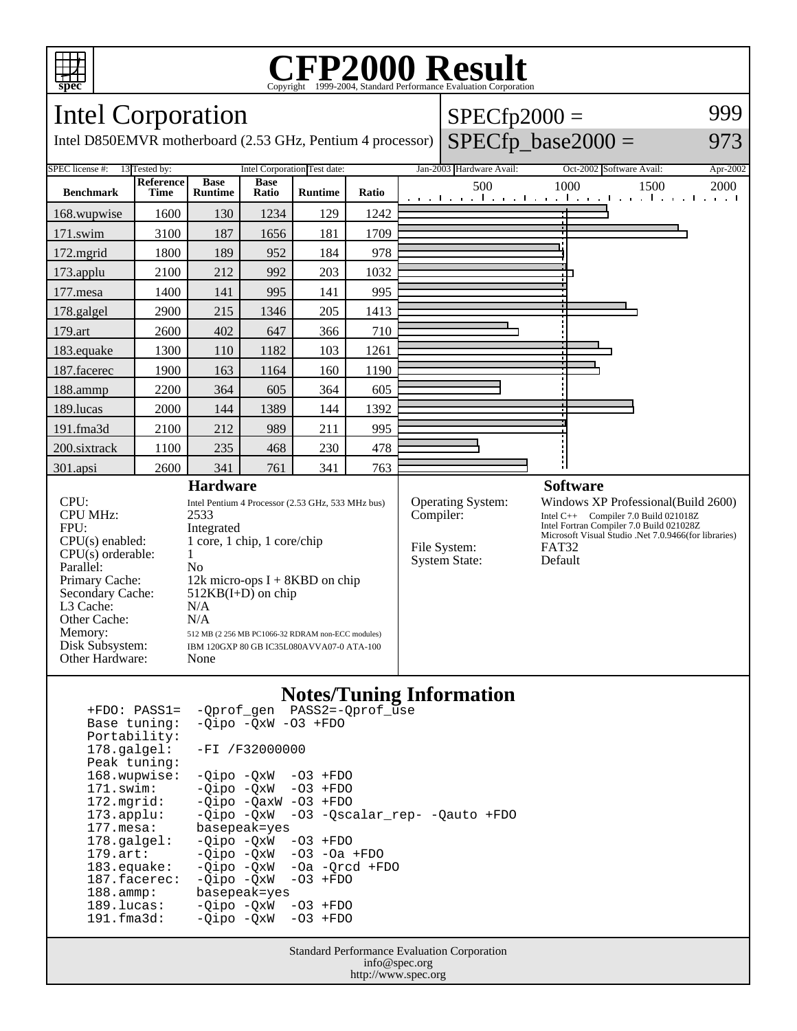# CFP2000 Result

Copyright 1999-2004, Standard Performance Evaluation Corporation

## Intel Corporation

Intel D850EMVR motherboard (2.53 GHz, Pentium 4 processor)

SPECfp2000 = 999

SPECfp_base2000 = 973

| SPEC license #: | 13 | Tested by: | Intel Corporation | Test date: | Jan-2003 | Hardware Avail: | Oct-2002 | Software Avail: | Apr-2002 |
|---|---|---|---|---|---|---|---|---|---|

| Benchmark | Reference Time | Base Runtime | Base Ratio | Runtime | Ratio |
|---|---|---|---|---|---|
| 168.wupwise | 1600 | 130 | 1234 | 129 | 1242 |
| 171.swim | 3100 | 187 | 1656 | 181 | 1709 |
| 172.mgrid | 1800 | 189 | 952 | 184 | 978 |
| 173.applu | 2100 | 212 | 992 | 203 | 1032 |
| 177.mesa | 1400 | 141 | 995 | 141 | 995 |
| 178.galgel | 2900 | 215 | 1346 | 205 | 1413 |
| 179.art | 2600 | 402 | 647 | 366 | 710 |
| 183.equake | 1300 | 110 | 1182 | 103 | 1261 |
| 187.facerec | 1900 | 163 | 1164 | 160 | 1190 |
| 188.ammp | 2200 | 364 | 605 | 364 | 605 |
| 189.lucas | 2000 | 144 | 1389 | 144 | 1392 |
| 191.fma3d | 2100 | 212 | 989 | 211 | 995 |
| 200.sixtrack | 1100 | 235 | 468 | 230 | 478 |
| 301.apsi | 2600 | 341 | 761 | 341 | 763 |

### Hardware

| | |
|---|---|
| CPU: | Intel Pentium 4 Processor (2.53 GHz, 533 MHz bus) |
| CPU MHz: | 2533 |
| FPU: | Integrated |
| CPU(s) enabled: | 1 core, 1 chip, 1 core/chip |
| CPU(s) orderable: | 1 |
| Parallel: | No |
| Primary Cache: | 12k micro-ops I + 8KBD on chip |
| Secondary Cache: | 512KB(I+D) on chip |
| L3 Cache: | N/A |
| Other Cache: | N/A |
| Memory: | 512 MB (2 256 MB PC1066-32 RDRAM non-ECC modules) |
| Disk Subsystem: | IBM 120GXP 80 GB IC35L080AVVA07-0 ATA-100 |
| Other Hardware: | None |

### Software

| | |
|---|---|
| Operating System: | Windows XP Professional(Build 2600) |
| Compiler: | Intel C++ Compiler 7.0 Build 021018Z<br>Intel Fortran Compiler 7.0 Build 021028Z<br>Microsoft Visual Studio .Net 7.0.9466(for libraries) |
| File System: | FAT32 |
| System State: | Default |

### Notes/Tuning Information

```
+FDO: PASS1=   -Qprof_gen  PASS2=-Qprof_use
Base tuning:   -Qipo -QxW -O3 +FDO
Portability:
178.galgel:    -FI /F32000000
Peak tuning:
168.wupwise:   -Qipo -QxW  -O3 +FDO
171.swim:      -Qipo -QxW  -O3 +FDO
172.mgrid:     -Qipo -QaxW -O3 +FDO
173.applu:     -Qipo -QxW  -O3 -Qscalar_rep- -Qauto +FDO
177.mesa:      basepeak=yes
178.galgel:    -Qipo -QxW  -O3 +FDO
179.art:       -Qipo -QxW  -O3 -Oa +FDO
183.equake:    -Qipo -QxW  -Oa -Qrcd +FDO
187.facerec:   -Qipo -QxW  -O3 +FDO
188.ammp:      basepeak=yes
189.lucas:     -Qipo -QxW  -O3 +FDO
191.fma3d:     -Qipo -QxW  -O3 +FDO
```

Standard Performance Evaluation Corporation
info@spec.org
http://www.spec.org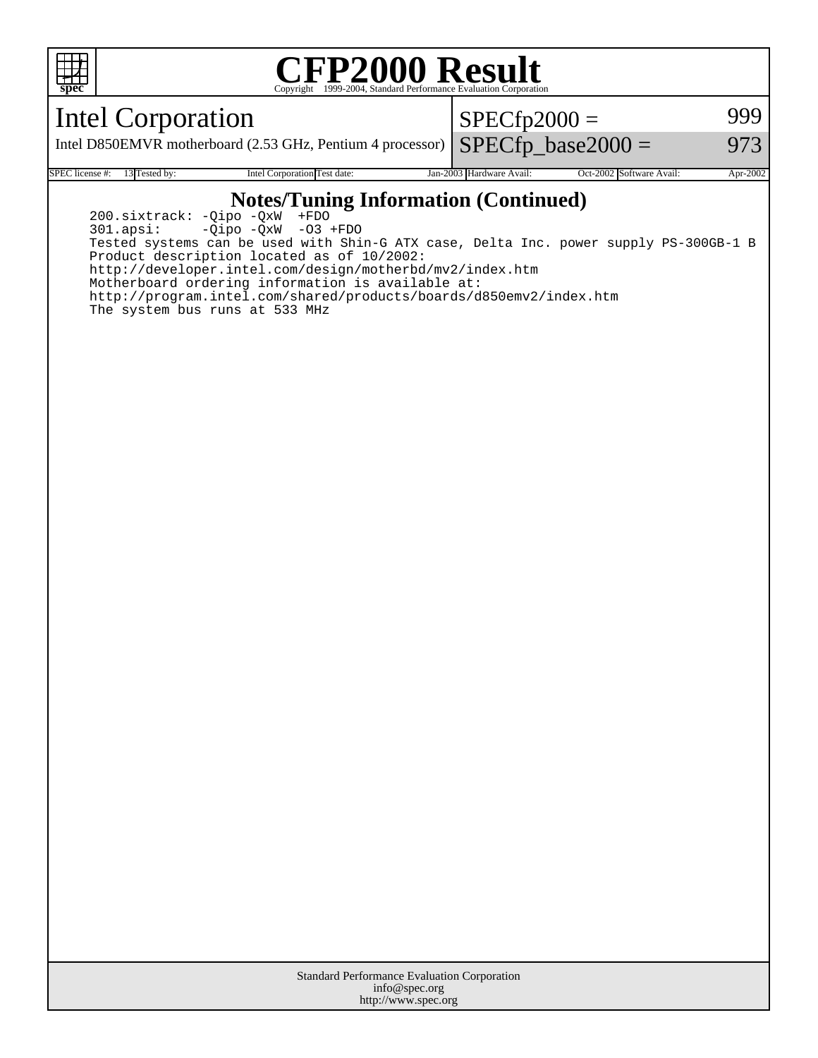# CFP2000 Result

Copyright 1999-2004, Standard Performance Evaluation Corporation

## Intel Corporation

Intel D850EMVR motherboard (2.53 GHz, Pentium 4 processor)

SPECfp2000 = 999

SPECfp_base2000 = 973

| SPEC license #: | 13 | Tested by: | Intel Corporation | Test date: | Jan-2003 | Hardware Avail: | Oct-2002 | Software Avail: | Apr-2002 |
|---|---|---|---|---|---|---|---|---|---|

### Notes/Tuning Information (Continued)

```
200.sixtrack: -Qipo -QxW  +FDO
301.apsi:     -Qipo -QxW  -O3 +FDO
Tested systems can be used with Shin-G ATX case, Delta Inc. power supply PS-300GB-1 B
Product description located as of 10/2002:
http://developer.intel.com/design/motherbd/mv2/index.htm
Motherboard ordering information is available at:
http://program.intel.com/shared/products/boards/d850emv2/index.htm
The system bus runs at 533 MHz
```

Standard Performance Evaluation Corporation
info@spec.org
http://www.spec.org